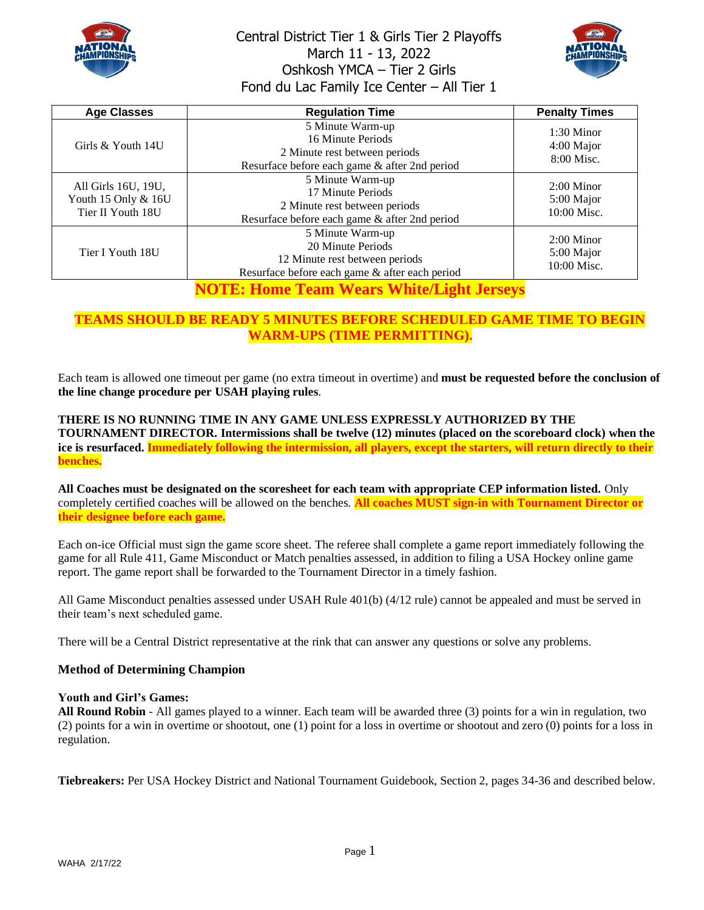# Central District Tier 1 & Girls Tier 2 Playoffs
## March 11 - 13, 2022
## Oshkosh YMCA – Tier 2 Girls
## Fond du Lac Family Ice Center – All Tier 1

| Age Classes | Regulation Time | Penalty Times |
|---|---|---|
| Girls & Youth 14U | 5 Minute Warm-up<br>16 Minute Periods<br>2 Minute rest between periods<br>Resurface before each game & after 2nd period | 1:30 Minor<br>4:00 Major<br>8:00 Misc. |
| All Girls 16U, 19U, Youth 15 Only & 16U Tier II Youth 18U | 5 Minute Warm-up<br>17 Minute Periods<br>2 Minute rest between periods<br>Resurface before each game & after 2nd period | 2:00 Minor<br>5:00 Major<br>10:00 Misc. |
| Tier I Youth 18U | 5 Minute Warm-up<br>20 Minute Periods<br>12 Minute rest between periods<br>Resurface before each game & after each period | 2:00 Minor<br>5:00 Major<br>10:00 Misc. |

**NOTE: Home Team Wears White/Light Jerseys**

**TEAMS SHOULD BE READY 5 MINUTES BEFORE SCHEDULED GAME TIME TO BEGIN WARM-UPS (TIME PERMITTING).**

Each team is allowed one timeout per game (no extra timeout in overtime) and **must be requested before the conclusion of the line change procedure per USAH playing rules**.

**THERE IS NO RUNNING TIME IN ANY GAME UNLESS EXPRESSLY AUTHORIZED BY THE TOURNAMENT DIRECTOR. Intermissions shall be twelve (12) minutes (placed on the scoreboard clock) when the ice is resurfaced. Immediately following the intermission, all players, except the starters, will return directly to their benches.**

**All Coaches must be designated on the scoresheet for each team with appropriate CEP information listed.** Only completely certified coaches will be allowed on the benches. **All coaches MUST sign-in with Tournament Director or their designee before each game.**

Each on-ice Official must sign the game score sheet. The referee shall complete a game report immediately following the game for all Rule 411, Game Misconduct or Match penalties assessed, in addition to filing a USA Hockey online game report. The game report shall be forwarded to the Tournament Director in a timely fashion.

All Game Misconduct penalties assessed under USAH Rule 401(b) (4/12 rule) cannot be appealed and must be served in their team's next scheduled game.

There will be a Central District representative at the rink that can answer any questions or solve any problems.

### Method of Determining Champion

**Youth and Girl's Games:**
**All Round Robin** - All games played to a winner. Each team will be awarded three (3) points for a win in regulation, two (2) points for a win in overtime or shootout, one (1) point for a loss in overtime or shootout and zero (0) points for a loss in regulation.

**Tiebreakers:** Per USA Hockey District and National Tournament Guidebook, Section 2, pages 34-36 and described below.

WAHA 2/17/22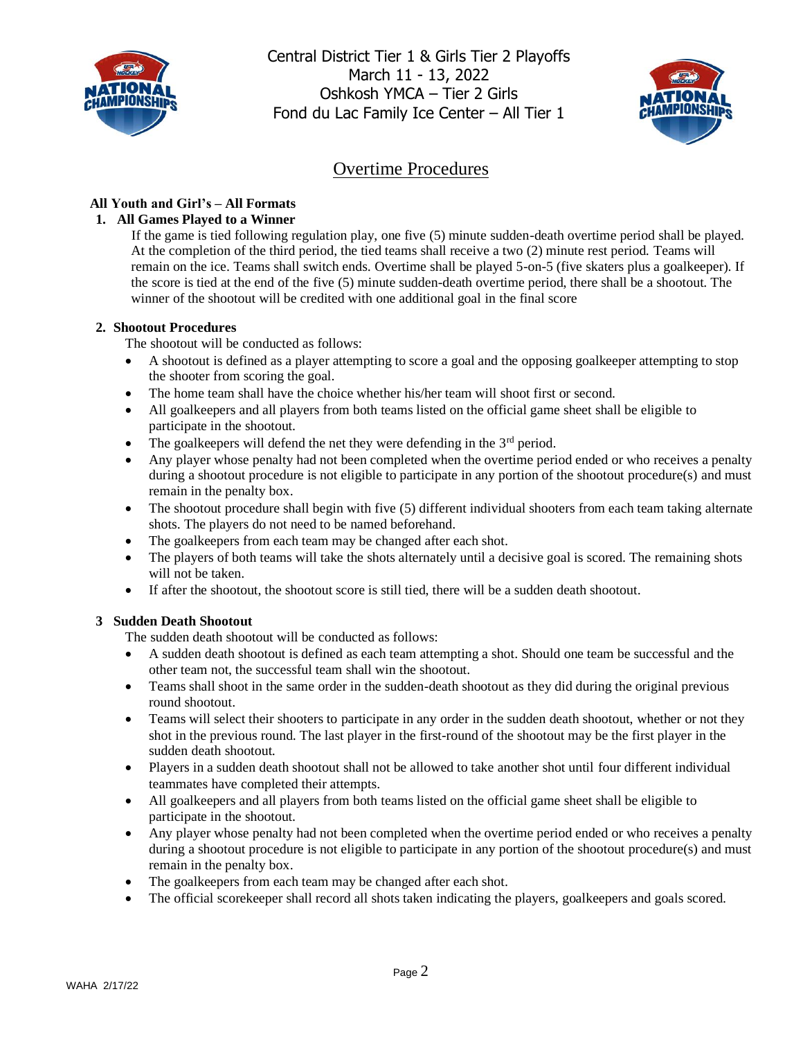Central District Tier 1 & Girls Tier 2 Playoffs
March 11 - 13, 2022
Oshkosh YMCA – Tier 2 Girls
Fond du Lac Family Ice Center – All Tier 1

# Overtime Procedures

**All Youth and Girl's – All Formats**

**1. All Games Played to a Winner**

If the game is tied following regulation play, one five (5) minute sudden-death overtime period shall be played. At the completion of the third period, the tied teams shall receive a two (2) minute rest period. Teams will remain on the ice. Teams shall switch ends. Overtime shall be played 5-on-5 (five skaters plus a goalkeeper). If the score is tied at the end of the five (5) minute sudden-death overtime period, there shall be a shootout. The winner of the shootout will be credited with one additional goal in the final score

**2. Shootout Procedures**

The shootout will be conducted as follows:

- A shootout is defined as a player attempting to score a goal and the opposing goalkeeper attempting to stop the shooter from scoring the goal.
- The home team shall have the choice whether his/her team will shoot first or second.
- All goalkeepers and all players from both teams listed on the official game sheet shall be eligible to participate in the shootout.
- The goalkeepers will defend the net they were defending in the 3rd period.
- Any player whose penalty had not been completed when the overtime period ended or who receives a penalty during a shootout procedure is not eligible to participate in any portion of the shootout procedure(s) and must remain in the penalty box.
- The shootout procedure shall begin with five (5) different individual shooters from each team taking alternate shots. The players do not need to be named beforehand.
- The goalkeepers from each team may be changed after each shot.
- The players of both teams will take the shots alternately until a decisive goal is scored. The remaining shots will not be taken.
- If after the shootout, the shootout score is still tied, there will be a sudden death shootout.

**3 Sudden Death Shootout**

The sudden death shootout will be conducted as follows:

- A sudden death shootout is defined as each team attempting a shot. Should one team be successful and the other team not, the successful team shall win the shootout.
- Teams shall shoot in the same order in the sudden-death shootout as they did during the original previous round shootout.
- Teams will select their shooters to participate in any order in the sudden death shootout, whether or not they shot in the previous round. The last player in the first-round of the shootout may be the first player in the sudden death shootout.
- Players in a sudden death shootout shall not be allowed to take another shot until four different individual teammates have completed their attempts.
- All goalkeepers and all players from both teams listed on the official game sheet shall be eligible to participate in the shootout.
- Any player whose penalty had not been completed when the overtime period ended or who receives a penalty during a shootout procedure is not eligible to participate in any portion of the shootout procedure(s) and must remain in the penalty box.
- The goalkeepers from each team may be changed after each shot.
- The official scorekeeper shall record all shots taken indicating the players, goalkeepers and goals scored.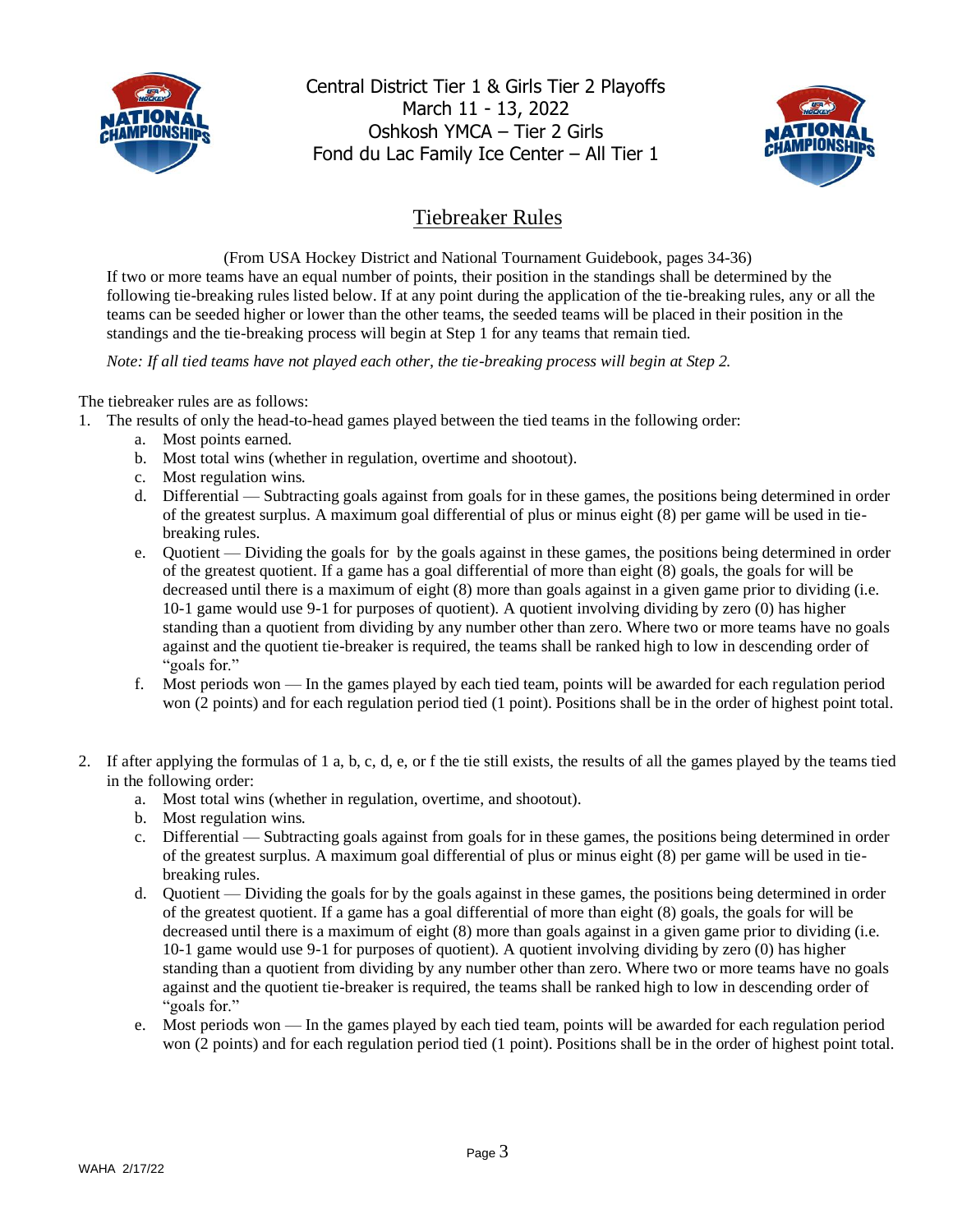Central District Tier 1 & Girls Tier 2 Playoffs
March 11 - 13, 2022
Oshkosh YMCA – Tier 2 Girls
Fond du Lac Family Ice Center – All Tier 1

## Tiebreaker Rules

(From USA Hockey District and National Tournament Guidebook, pages 34-36)

If two or more teams have an equal number of points, their position in the standings shall be determined by the following tie-breaking rules listed below. If at any point during the application of the tie-breaking rules, any or all the teams can be seeded higher or lower than the other teams, the seeded teams will be placed in their position in the standings and the tie-breaking process will begin at Step 1 for any teams that remain tied.

*Note: If all tied teams have not played each other, the tie-breaking process will begin at Step 2.*

The tiebreaker rules are as follows:

1. The results of only the head-to-head games played between the tied teams in the following order:
   a. Most points earned.
   b. Most total wins (whether in regulation, overtime and shootout).
   c. Most regulation wins.
   d. Differential — Subtracting goals against from goals for in these games, the positions being determined in order of the greatest surplus. A maximum goal differential of plus or minus eight (8) per game will be used in tie-breaking rules.
   e. Quotient — Dividing the goals for by the goals against in these games, the positions being determined in order of the greatest quotient. If a game has a goal differential of more than eight (8) goals, the goals for will be decreased until there is a maximum of eight (8) more than goals against in a given game prior to dividing (i.e. 10-1 game would use 9-1 for purposes of quotient). A quotient involving dividing by zero (0) has higher standing than a quotient from dividing by any number other than zero. Where two or more teams have no goals against and the quotient tie-breaker is required, the teams shall be ranked high to low in descending order of "goals for."
   f. Most periods won — In the games played by each tied team, points will be awarded for each regulation period won (2 points) and for each regulation period tied (1 point). Positions shall be in the order of highest point total.

2. If after applying the formulas of 1 a, b, c, d, e, or f the tie still exists, the results of all the games played by the teams tied in the following order:
   a. Most total wins (whether in regulation, overtime, and shootout).
   b. Most regulation wins.
   c. Differential — Subtracting goals against from goals for in these games, the positions being determined in order of the greatest surplus. A maximum goal differential of plus or minus eight (8) per game will be used in tie-breaking rules.
   d. Quotient — Dividing the goals for by the goals against in these games, the positions being determined in order of the greatest quotient. If a game has a goal differential of more than eight (8) goals, the goals for will be decreased until there is a maximum of eight (8) more than goals against in a given game prior to dividing (i.e. 10-1 game would use 9-1 for purposes of quotient). A quotient involving dividing by zero (0) has higher standing than a quotient from dividing by any number other than zero. Where two or more teams have no goals against and the quotient tie-breaker is required, the teams shall be ranked high to low in descending order of "goals for."
   e. Most periods won — In the games played by each tied team, points will be awarded for each regulation period won (2 points) and for each regulation period tied (1 point). Positions shall be in the order of highest point total.

WAHA 2/17/22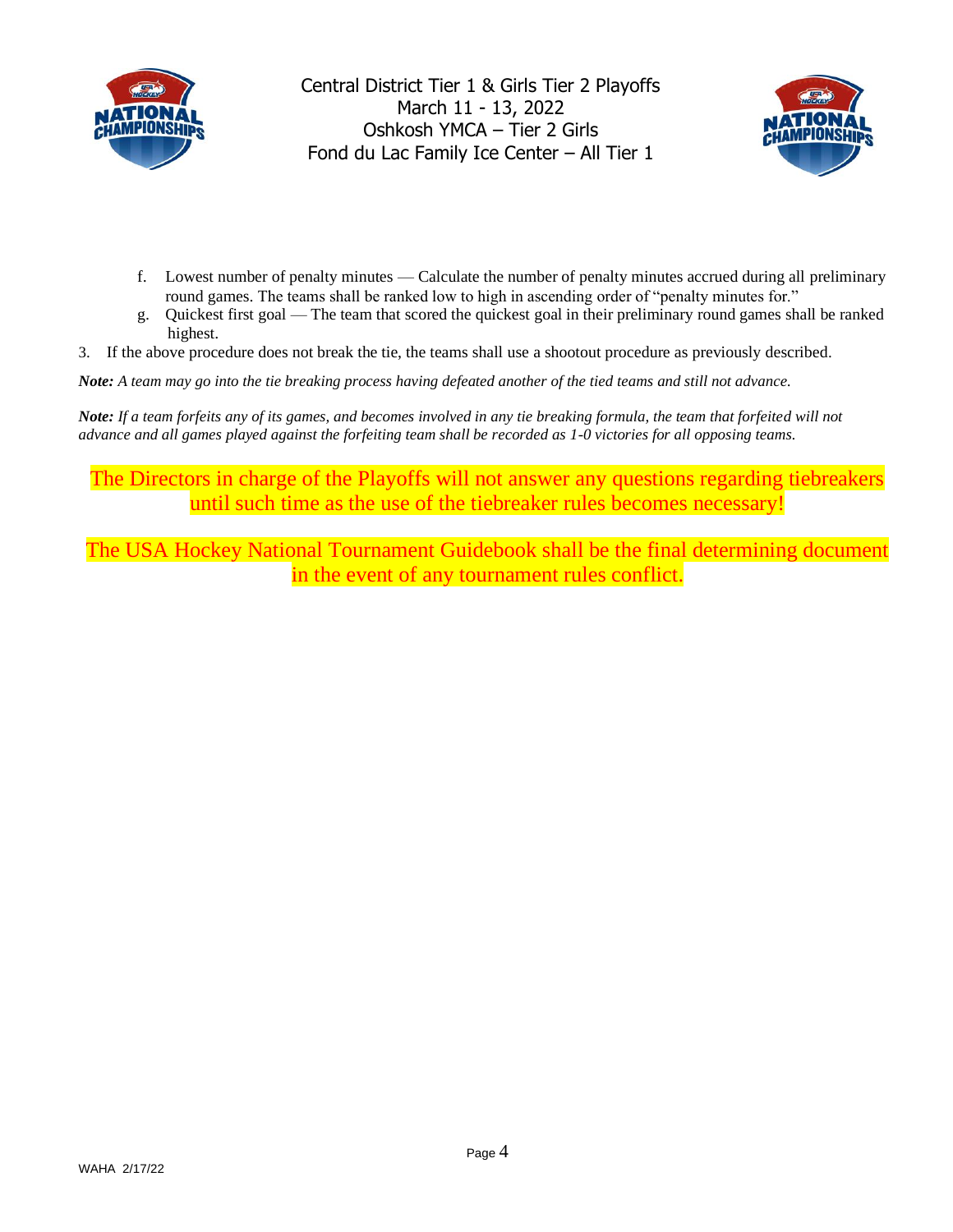f. Lowest number of penalty minutes — Calculate the number of penalty minutes accrued during all preliminary round games. The teams shall be ranked low to high in ascending order of "penalty minutes for."

g. Quickest first goal — The team that scored the quickest goal in their preliminary round games shall be ranked highest.

3. If the above procedure does not break the tie, the teams shall use a shootout procedure as previously described.

***Note:*** *A team may go into the tie breaking process having defeated another of the tied teams and still not advance.*

***Note:*** *If a team forfeits any of its games, and becomes involved in any tie breaking formula, the team that forfeited will not advance and all games played against the forfeiting team shall be recorded as 1-0 victories for all opposing teams.*

The Directors in charge of the Playoffs will not answer any questions regarding tiebreakers until such time as the use of the tiebreaker rules becomes necessary!

The USA Hockey National Tournament Guidebook shall be the final determining document in the event of any tournament rules conflict.